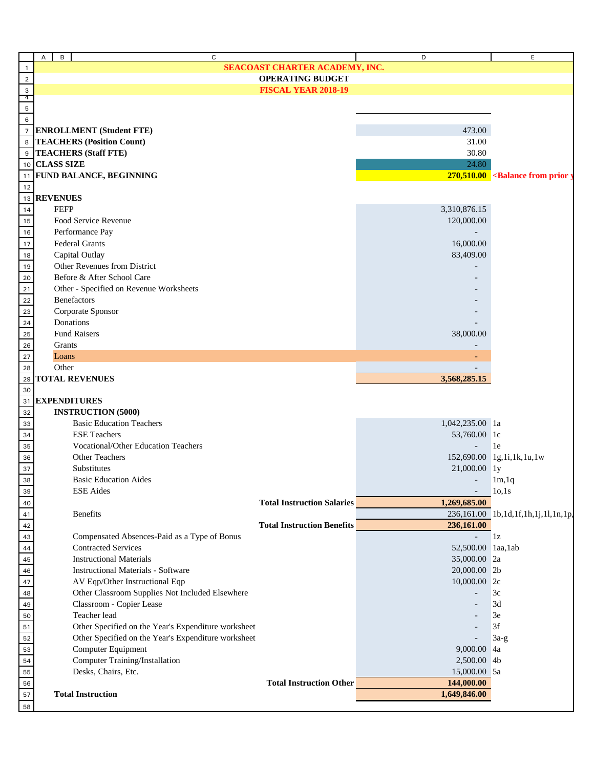# SEACOAST CHARTER ACADEMY, INC.

## OPERATING BUDGET

## FISCAL YEAR 2018-19

| | | |
|---|---|---|
| **ENROLLMENT (Student FTE)** | 473.00 | |
| **TEACHERS (Position Count)** | 31.00 | |
| **TEACHERS (Staff FTE)** | 30.80 | |
| **CLASS SIZE** | 24.80 | |
| **FUND BALANCE, BEGINNING** | **270,510.00** | **<Balance from prior y** |
| | | |
| **REVENUES** | | |
| FEFP | 3,310,876.15 | |
| Food Service Revenue | 120,000.00 | |
| Performance Pay | - | |
| Federal Grants | 16,000.00 | |
| Capital Outlay | 83,409.00 | |
| Other Revenues from District | - | |
| Before & After School Care | - | |
| Other - Specified on Revenue Worksheets | - | |
| Benefactors | - | |
| Corporate Sponsor | - | |
| Donations | - | |
| Fund Raisers | 38,000.00 | |
| Grants | - | |
| Loans | - | |
| Other | - | |
| **TOTAL REVENUES** | **3,568,285.15** | |
| | | |
| **EXPENDITURES** | | |
| **INSTRUCTION (5000)** | | |
| Basic Education Teachers | 1,042,235.00 | 1a |
| ESE Teachers | 53,760.00 | 1c |
| Vocational/Other Education Teachers | - | 1e |
| Other Teachers | 152,690.00 | 1g,1i,1k,1u,1w |
| Substitutes | 21,000.00 | 1y |
| Basic Education Aides | - | 1m,1q |
| ESE Aides | - | 1o,1s |
| **Total Instruction Salaries** | **1,269,685.00** | |
| Benefits | 236,161.00 | 1b,1d,1f,1h,1j,1l,1n,1p, |
| **Total Instruction Benefits** | **236,161.00** | |
| Compensated Absences-Paid as a Type of Bonus | - | 1z |
| Contracted Services | 52,500.00 | 1aa,1ab |
| Instructional Materials | 35,000.00 | 2a |
| Instructional Materials - Software | 20,000.00 | 2b |
| AV Eqp/Other Instructional Eqp | 10,000.00 | 2c |
| Other Classroom Supplies Not Included Elsewhere | - | 3c |
| Classroom - Copier Lease | - | 3d |
| Teacher lead | - | 3e |
| Other Specified on the Year's Expenditure worksheet | - | 3f |
| Other Specified on the Year's Expenditure worksheet | - | 3a-g |
| Computer Equipment | 9,000.00 | 4a |
| Computer Training/Installation | 2,500.00 | 4b |
| Desks, Chairs, Etc. | 15,000.00 | 5a |
| **Total Instruction Other** | **144,000.00** | |
| **Total Instruction** | **1,649,846.00** | |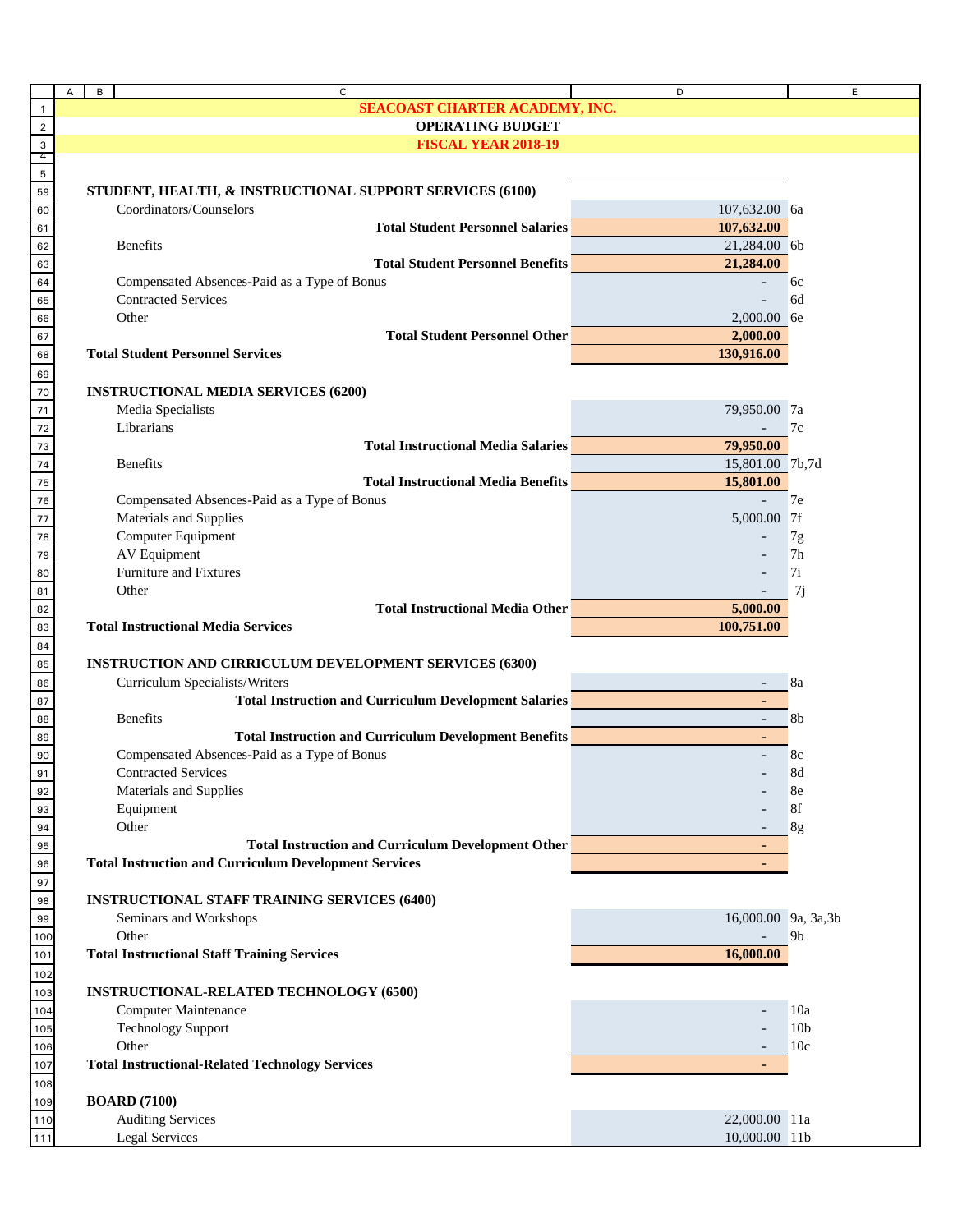# SEACOAST CHARTER ACADEMY, INC.

## OPERATING BUDGET

## FISCAL YEAR 2018-19

| Description | Amount | Ref |
|---|---|---|
| **STUDENT, HEALTH, & INSTRUCTIONAL SUPPORT SERVICES (6100)** | | |
| Coordinators/Counselors | 107,632.00 | 6a |
| **Total Student Personnel Salaries** | **107,632.00** | |
| Benefits | 21,284.00 | 6b |
| **Total Student Personnel Benefits** | **21,284.00** | |
| Compensated Absences-Paid as a Type of Bonus | - | 6c |
| Contracted Services | - | 6d |
| Other | 2,000.00 | 6e |
| **Total Student Personnel Other** | **2,000.00** | |
| **Total Student Personnel Services** | **130,916.00** | |
| | | |
| **INSTRUCTIONAL MEDIA SERVICES (6200)** | | |
| Media Specialists | 79,950.00 | 7a |
| Librarians | - | 7c |
| **Total Instructional Media Salaries** | **79,950.00** | |
| Benefits | 15,801.00 | 7b,7d |
| **Total Instructional Media Benefits** | **15,801.00** | |
| Compensated Absences-Paid as a Type of Bonus | - | 7e |
| Materials and Supplies | 5,000.00 | 7f |
| Computer Equipment | - | 7g |
| AV Equipment | - | 7h |
| Furniture and Fixtures | - | 7i |
| Other | - | 7j |
| **Total Instructional Media Other** | **5,000.00** | |
| **Total Instructional Media Services** | **100,751.00** | |
| | | |
| **INSTRUCTION AND CIRRICULUM DEVELOPMENT SERVICES (6300)** | | |
| Curriculum Specialists/Writers | - | 8a |
| **Total Instruction and Curriculum Development Salaries** | **-** | |
| Benefits | - | 8b |
| **Total Instruction and Curriculum Development Benefits** | **-** | |
| Compensated Absences-Paid as a Type of Bonus | - | 8c |
| Contracted Services | - | 8d |
| Materials and Supplies | - | 8e |
| Equipment | - | 8f |
| Other | - | 8g |
| **Total Instruction and Curriculum Development Other** | **-** | |
| **Total Instruction and Curriculum Development Services** | **-** | |
| | | |
| **INSTRUCTIONAL STAFF TRAINING SERVICES (6400)** | | |
| Seminars and Workshops | 16,000.00 | 9a, 3a,3b |
| Other | - | 9b |
| **Total Instructional Staff Training Services** | **16,000.00** | |
| | | |
| **INSTRUCTIONAL-RELATED TECHNOLOGY (6500)** | | |
| Computer Maintenance | - | 10a |
| Technology Support | - | 10b |
| Other | - | 10c |
| **Total Instructional-Related Technology Services** | **-** | |
| | | |
| **BOARD (7100)** | | |
| Auditing Services | 22,000.00 | 11a |
| Legal Services | 10,000.00 | 11b |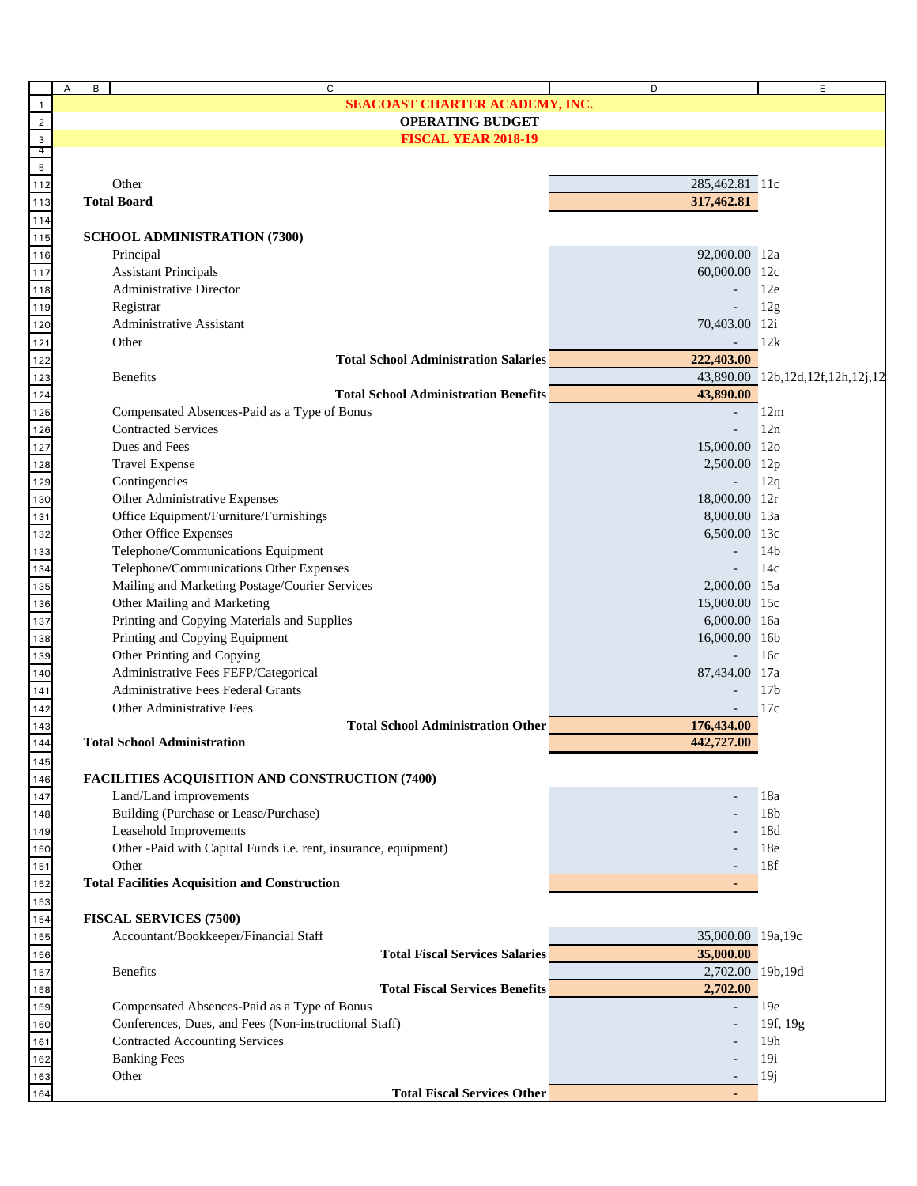**SEACOAST CHARTER ACADEMY, INC.**

**OPERATING BUDGET**

**FISCAL YEAR 2018-19**

| Item | Amount | Ref |
|---|---|---|
| Other | 285,462.81 | 11c |
| **Total Board** | **317,462.81** | |
| | | |
| **SCHOOL ADMINISTRATION (7300)** | | |
| Principal | 92,000.00 | 12a |
| Assistant Principals | 60,000.00 | 12c |
| Administrative Director | - | 12e |
| Registrar | - | 12g |
| Administrative Assistant | 70,403.00 | 12i |
| Other | - | 12k |
| **Total School Administration Salaries** | **222,403.00** | |
| Benefits | 43,890.00 | 12b,12d,12f,12h,12j,12 |
| **Total School Administration Benefits** | **43,890.00** | |
| Compensated Absences-Paid as a Type of Bonus | - | 12m |
| Contracted Services | - | 12n |
| Dues and Fees | 15,000.00 | 12o |
| Travel Expense | 2,500.00 | 12p |
| Contingencies | - | 12q |
| Other Administrative Expenses | 18,000.00 | 12r |
| Office Equipment/Furniture/Furnishings | 8,000.00 | 13a |
| Other Office Expenses | 6,500.00 | 13c |
| Telephone/Communications Equipment | - | 14b |
| Telephone/Communications Other Expenses | - | 14c |
| Mailing and Marketing Postage/Courier Services | 2,000.00 | 15a |
| Other Mailing and Marketing | 15,000.00 | 15c |
| Printing and Copying Materials and Supplies | 6,000.00 | 16a |
| Printing and Copying Equipment | 16,000.00 | 16b |
| Other Printing and Copying | - | 16c |
| Administrative Fees FEFP/Categorical | 87,434.00 | 17a |
| Administrative Fees Federal Grants | - | 17b |
| Other Administrative Fees | - | 17c |
| **Total School Administration Other** | **176,434.00** | |
| **Total School Administration** | **442,727.00** | |
| | | |
| **FACILITIES ACQUISITION AND CONSTRUCTION (7400)** | | |
| Land/Land improvements | - | 18a |
| Building (Purchase or Lease/Purchase) | - | 18b |
| Leasehold Improvements | - | 18d |
| Other -Paid with Capital Funds i.e. rent, insurance, equipment) | - | 18e |
| Other | - | 18f |
| **Total Facilities Acquisition and Construction** | **-** | |
| | | |
| **FISCAL SERVICES (7500)** | | |
| Accountant/Bookkeeper/Financial Staff | 35,000.00 | 19a,19c |
| **Total Fiscal Services Salaries** | **35,000.00** | |
| Benefits | 2,702.00 | 19b,19d |
| **Total Fiscal Services Benefits** | **2,702.00** | |
| Compensated Absences-Paid as a Type of Bonus | - | 19e |
| Conferences, Dues, and Fees (Non-instructional Staff) | - | 19f, 19g |
| Contracted Accounting Services | - | 19h |
| Banking Fees | - | 19i |
| Other | - | 19j |
| **Total Fiscal Services Other** | **-** | |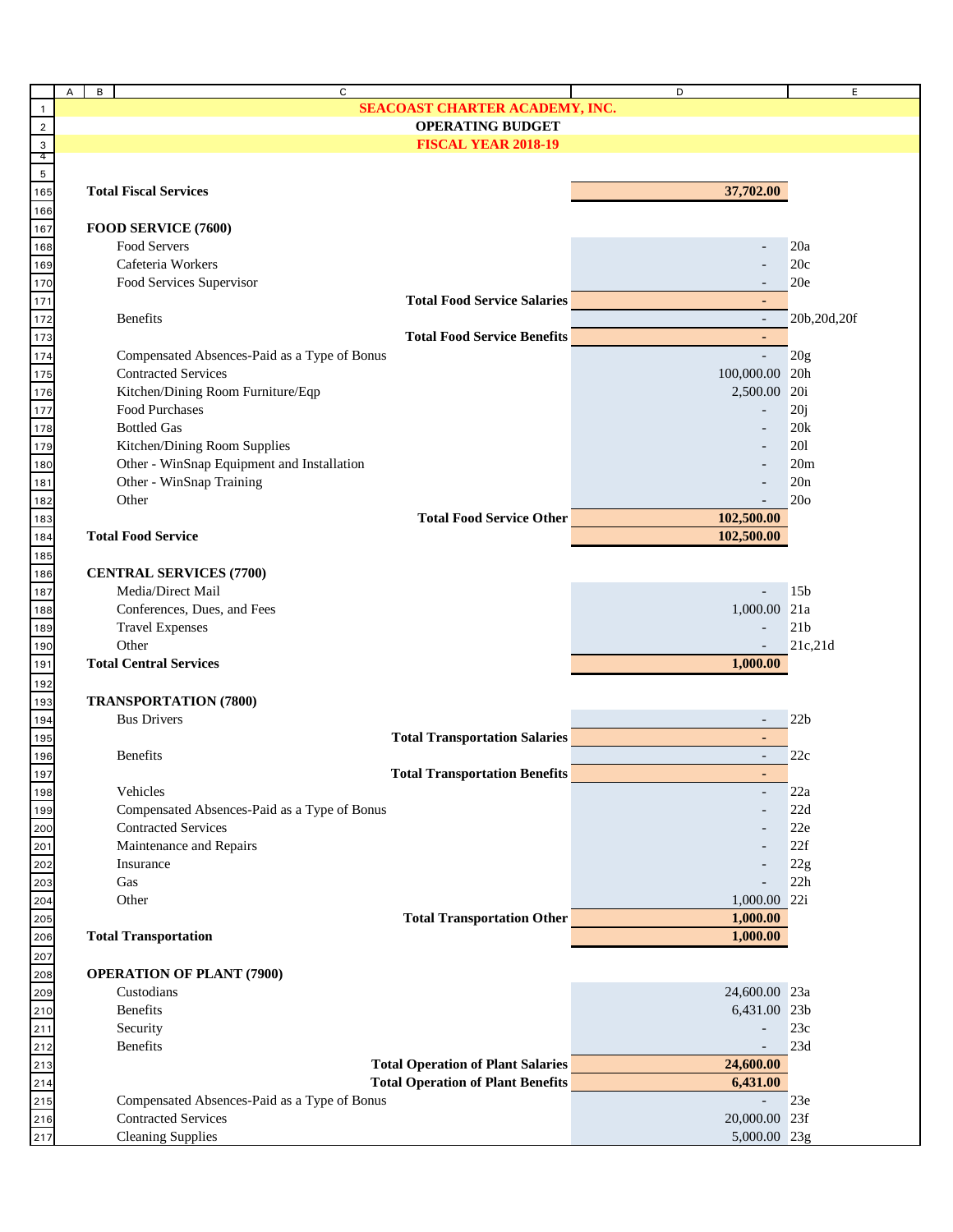# SEACOAST CHARTER ACADEMY, INC.

## OPERATING BUDGET

## FISCAL YEAR 2018-19

| Description | Amount | Ref |
|---|---|---|
| **Total Fiscal Services** | **37,702.00** | |
| | | |
| **FOOD SERVICE (7600)** | | |
| Food Servers | - | 20a |
| Cafeteria Workers | - | 20c |
| Food Services Supervisor | - | 20e |
| **Total Food Service Salaries** | **-** | |
| Benefits | - | 20b,20d,20f |
| **Total Food Service Benefits** | **-** | |
| Compensated Absences-Paid as a Type of Bonus | - | 20g |
| Contracted Services | 100,000.00 | 20h |
| Kitchen/Dining Room Furniture/Eqp | 2,500.00 | 20i |
| Food Purchases | - | 20j |
| Bottled Gas | - | 20k |
| Kitchen/Dining Room Supplies | - | 20l |
| Other - WinSnap Equipment and Installation | - | 20m |
| Other - WinSnap Training | - | 20n |
| Other | - | 20o |
| **Total Food Service Other** | **102,500.00** | |
| **Total Food Service** | **102,500.00** | |
| | | |
| **CENTRAL SERVICES (7700)** | | |
| Media/Direct Mail | - | 15b |
| Conferences, Dues, and Fees | 1,000.00 | 21a |
| Travel Expenses | - | 21b |
| Other | - | 21c,21d |
| **Total Central Services** | **1,000.00** | |
| | | |
| **TRANSPORTATION (7800)** | | |
| Bus Drivers | - | 22b |
| **Total Transportation Salaries** | **-** | |
| Benefits | - | 22c |
| **Total Transportation Benefits** | **-** | |
| Vehicles | - | 22a |
| Compensated Absences-Paid as a Type of Bonus | - | 22d |
| Contracted Services | - | 22e |
| Maintenance and Repairs | - | 22f |
| Insurance | - | 22g |
| Gas | - | 22h |
| Other | 1,000.00 | 22i |
| **Total Transportation Other** | **1,000.00** | |
| **Total Transportation** | **1,000.00** | |
| | | |
| **OPERATION OF PLANT (7900)** | | |
| Custodians | 24,600.00 | 23a |
| Benefits | 6,431.00 | 23b |
| Security | - | 23c |
| Benefits | - | 23d |
| **Total Operation of Plant Salaries** | **24,600.00** | |
| **Total Operation of Plant Benefits** | **6,431.00** | |
| Compensated Absences-Paid as a Type of Bonus | - | 23e |
| Contracted Services | 20,000.00 | 23f |
| Cleaning Supplies | 5,000.00 | 23g |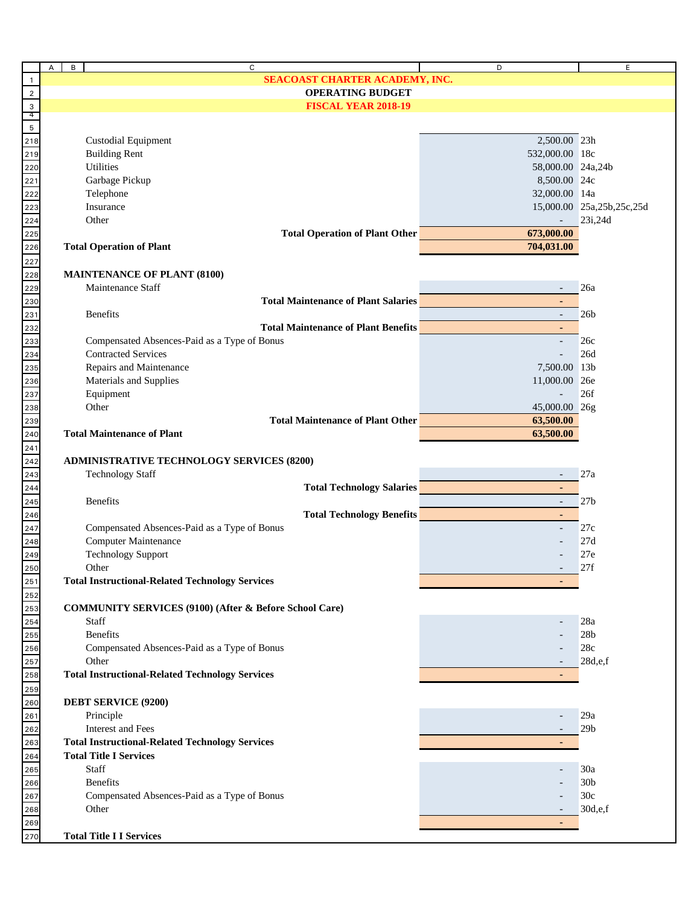**SEACOAST CHARTER ACADEMY, INC.**

**OPERATING BUDGET**

**FISCAL YEAR 2018-19**

| Description | Amount | Reference |
|---|---|---|
| Custodial Equipment | 2,500.00 | 23h |
| Building Rent | 532,000.00 | 18c |
| Utilities | 58,000.00 | 24a,24b |
| Garbage Pickup | 8,500.00 | 24c |
| Telephone | 32,000.00 | 14a |
| Insurance | 15,000.00 | 25a,25b,25c,25d |
| Other | - | 23i,24d |
| **Total Operation of Plant Other** | **673,000.00** | |
| **Total Operation of Plant** | **704,031.00** | |
| | | |
| **MAINTENANCE OF PLANT (8100)** | | |
| Maintenance Staff | - | 26a |
| **Total Maintenance of Plant Salaries** | - | |
| Benefits | - | 26b |
| **Total Maintenance of Plant Benefits** | - | |
| Compensated Absences-Paid as a Type of Bonus | - | 26c |
| Contracted Services | - | 26d |
| Repairs and Maintenance | 7,500.00 | 13b |
| Materials and Supplies | 11,000.00 | 26e |
| Equipment | - | 26f |
| Other | 45,000.00 | 26g |
| **Total Maintenance of Plant Other** | **63,500.00** | |
| **Total Maintenance of Plant** | **63,500.00** | |
| | | |
| **ADMINISTRATIVE TECHNOLOGY SERVICES (8200)** | | |
| Technology Staff | - | 27a |
| **Total Technology Salaries** | - | |
| Benefits | - | 27b |
| **Total Technology Benefits** | - | |
| Compensated Absences-Paid as a Type of Bonus | - | 27c |
| Computer Maintenance | - | 27d |
| Technology Support | - | 27e |
| Other | - | 27f |
| **Total Instructional-Related Technology Services** | - | |
| | | |
| **COMMUNITY SERVICES (9100) (After & Before School Care)** | | |
| Staff | - | 28a |
| Benefits | - | 28b |
| Compensated Absences-Paid as a Type of Bonus | - | 28c |
| Other | - | 28d,e,f |
| **Total Instructional-Related Technology Services** | - | |
| | | |
| **DEBT SERVICE (9200)** | | |
| Principle | - | 29a |
| Interest and Fees | - | 29b |
| **Total Instructional-Related Technology Services** | - | |
| **Total Title I Services** | | |
| Staff | - | 30a |
| Benefits | - | 30b |
| Compensated Absences-Paid as a Type of Bonus | - | 30c |
| Other | - | 30d,e,f |
| | - | |
| **Total Title I I Services** | | |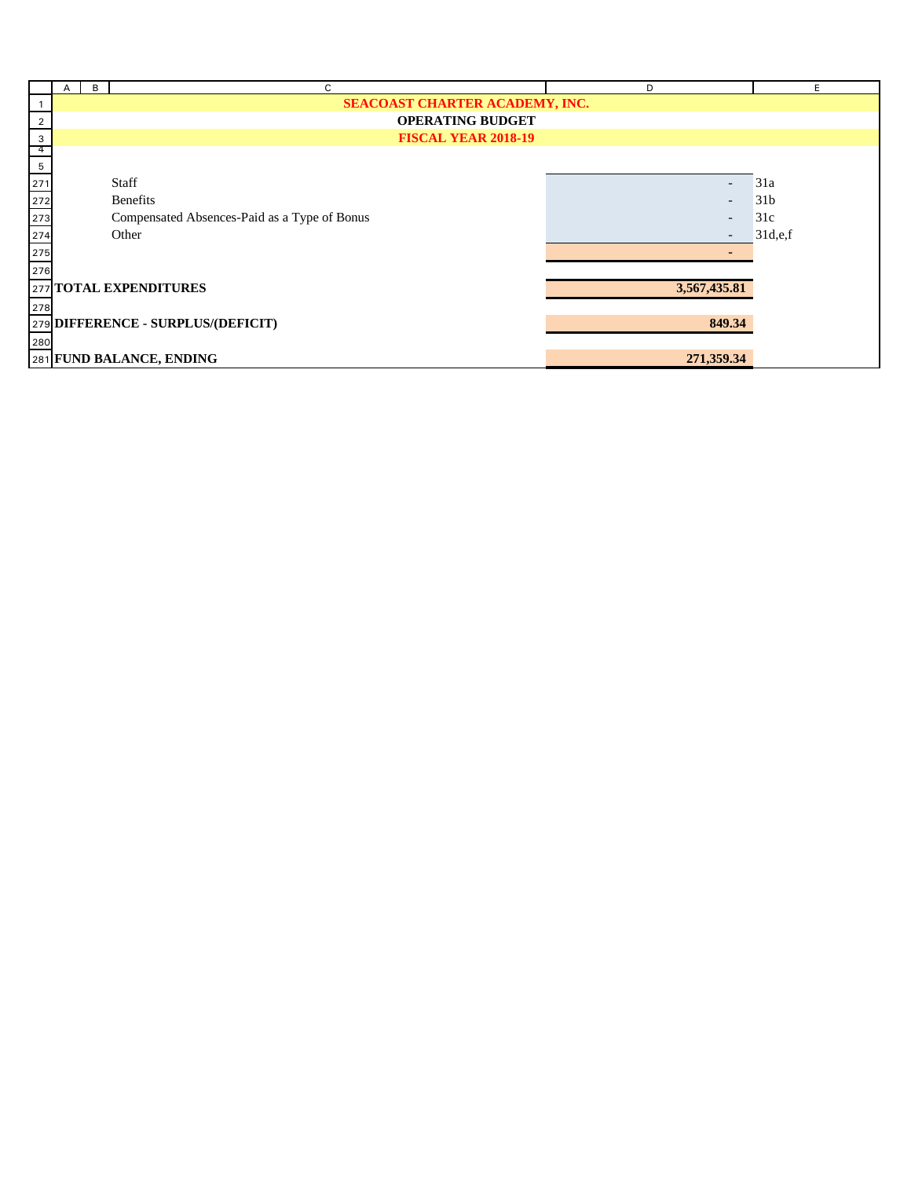# SEACOAST CHARTER ACADEMY, INC.

## OPERATING BUDGET

## FISCAL YEAR 2018-19

| | | |
|---|---|---|
| Staff | - | 31a |
| Benefits | - | 31b |
| Compensated Absences-Paid as a Type of Bonus | - | 31c |
| Other | - | 31d,e,f |
| | - | |
| **TOTAL EXPENDITURES** | **3,567,435.81** | |
| **DIFFERENCE - SURPLUS/(DEFICIT)** | **849.34** | |
| **FUND BALANCE, ENDING** | **271,359.34** | |